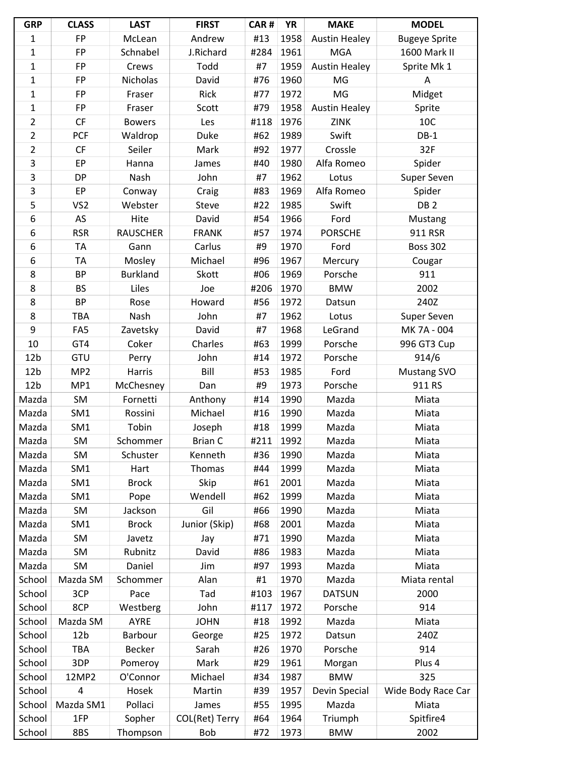| GRP | CLASS | LAST | FIRST | CAR # | YR | MAKE | MODEL |
|---|---|---|---|---|---|---|---|
| 1 | FP | McLean | Andrew | #13 | 1958 | Austin Healey | Bugeye Sprite |
| 1 | FP | Schnabel | J.Richard | #284 | 1961 | MGA | 1600 Mark II |
| 1 | FP | Crews | Todd | #7 | 1959 | Austin Healey | Sprite Mk 1 |
| 1 | FP | Nicholas | David | #76 | 1960 | MG | A |
| 1 | FP | Fraser | Rick | #77 | 1972 | MG | Midget |
| 1 | FP | Fraser | Scott | #79 | 1958 | Austin Healey | Sprite |
| 2 | CF | Bowers | Les | #118 | 1976 | ZINK | 10C |
| 2 | PCF | Waldrop | Duke | #62 | 1989 | Swift | DB-1 |
| 2 | CF | Seiler | Mark | #92 | 1977 | Crossle | 32F |
| 3 | EP | Hanna | James | #40 | 1980 | Alfa Romeo | Spider |
| 3 | DP | Nash | John | #7 | 1962 | Lotus | Super Seven |
| 3 | EP | Conway | Craig | #83 | 1969 | Alfa Romeo | Spider |
| 5 | VS2 | Webster | Steve | #22 | 1985 | Swift | DB 2 |
| 6 | AS | Hite | David | #54 | 1966 | Ford | Mustang |
| 6 | RSR | RAUSCHER | FRANK | #57 | 1974 | PORSCHE | 911 RSR |
| 6 | TA | Gann | Carlus | #9 | 1970 | Ford | Boss 302 |
| 6 | TA | Mosley | Michael | #96 | 1967 | Mercury | Cougar |
| 8 | BP | Burkland | Skott | #06 | 1969 | Porsche | 911 |
| 8 | BS | Liles | Joe | #206 | 1970 | BMW | 2002 |
| 8 | BP | Rose | Howard | #56 | 1972 | Datsun | 240Z |
| 8 | TBA | Nash | John | #7 | 1962 | Lotus | Super Seven |
| 9 | FA5 | Zavetsky | David | #7 | 1968 | LeGrand | MK 7A - 004 |
| 10 | GT4 | Coker | Charles | #63 | 1999 | Porsche | 996 GT3 Cup |
| 12b | GTU | Perry | John | #14 | 1972 | Porsche | 914/6 |
| 12b | MP2 | Harris | Bill | #53 | 1985 | Ford | Mustang SVO |
| 12b | MP1 | McChesney | Dan | #9 | 1973 | Porsche | 911 RS |
| Mazda | SM | Fornetti | Anthony | #14 | 1990 | Mazda | Miata |
| Mazda | SM1 | Rossini | Michael | #16 | 1990 | Mazda | Miata |
| Mazda | SM1 | Tobin | Joseph | #18 | 1999 | Mazda | Miata |
| Mazda | SM | Schommer | Brian C | #211 | 1992 | Mazda | Miata |
| Mazda | SM | Schuster | Kenneth | #36 | 1990 | Mazda | Miata |
| Mazda | SM1 | Hart | Thomas | #44 | 1999 | Mazda | Miata |
| Mazda | SM1 | Brock | Skip | #61 | 2001 | Mazda | Miata |
| Mazda | SM1 | Pope | Wendell | #62 | 1999 | Mazda | Miata |
| Mazda | SM | Jackson | Gil | #66 | 1990 | Mazda | Miata |
| Mazda | SM1 | Brock | Junior (Skip) | #68 | 2001 | Mazda | Miata |
| Mazda | SM | Javetz | Jay | #71 | 1990 | Mazda | Miata |
| Mazda | SM | Rubnitz | David | #86 | 1983 | Mazda | Miata |
| Mazda | SM | Daniel | Jim | #97 | 1993 | Mazda | Miata |
| School | Mazda SM | Schommer | Alan | #1 | 1970 | Mazda | Miata rental |
| School | 3CP | Pace | Tad | #103 | 1967 | DATSUN | 2000 |
| School | 8CP | Westberg | John | #117 | 1972 | Porsche | 914 |
| School | Mazda SM | AYRE | JOHN | #18 | 1992 | Mazda | Miata |
| School | 12b | Barbour | George | #25 | 1972 | Datsun | 240Z |
| School | TBA | Becker | Sarah | #26 | 1970 | Porsche | 914 |
| School | 3DP | Pomeroy | Mark | #29 | 1961 | Morgan | Plus 4 |
| School | 12MP2 | O'Connor | Michael | #34 | 1987 | BMW | 325 |
| School | 4 | Hosek | Martin | #39 | 1957 | Devin Special | Wide Body Race Car |
| School | Mazda SM1 | Pollaci | James | #55 | 1995 | Mazda | Miata |
| School | 1FP | Sopher | COL(Ret) Terry | #64 | 1964 | Triumph | Spitfire4 |
| School | 8BS | Thompson | Bob | #72 | 1973 | BMW | 2002 |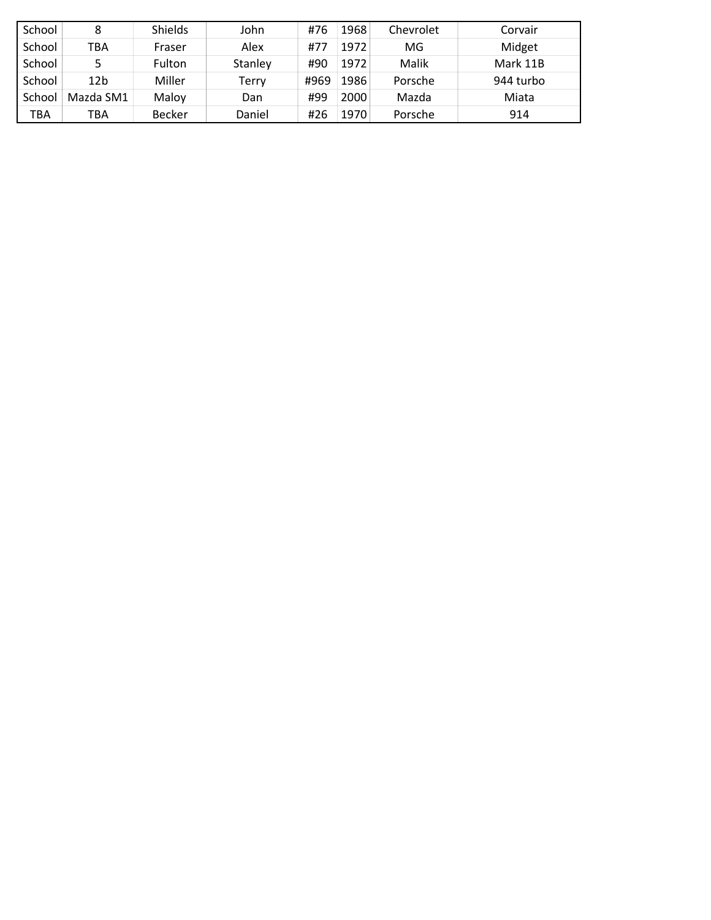| | | | | | | | |
|---|---|---|---|---|---|---|---|
| School | 8 | Shields | John | #76 | 1968 | Chevrolet | Corvair |
| School | TBA | Fraser | Alex | #77 | 1972 | MG | Midget |
| School | 5 | Fulton | Stanley | #90 | 1972 | Malik | Mark 11B |
| School | 12b | Miller | Terry | #969 | 1986 | Porsche | 944 turbo |
| School | Mazda SM1 | Maloy | Dan | #99 | 2000 | Mazda | Miata |
| TBA | TBA | Becker | Daniel | #26 | 1970 | Porsche | 914 |